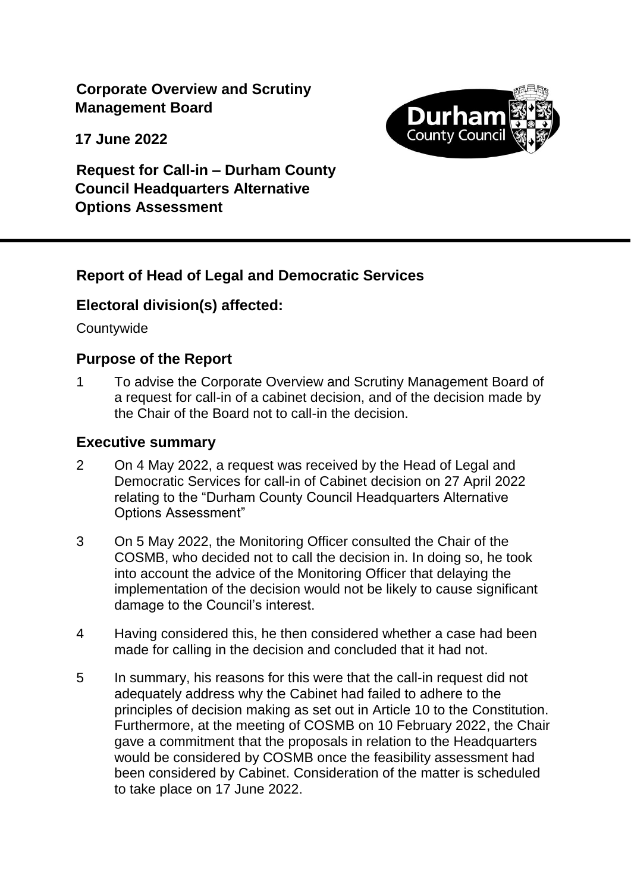**Corporate Overview and Scrutiny Management Board**

**17 June 2022**

**Request for Call-in – Durham County Council Headquarters Alternative Options Assessment**

## Report of Head of Legal and Democratic Services

## Electoral division(s) affected:

Countywide

## Purpose of the Report

1 To advise the Corporate Overview and Scrutiny Management Board of a request for call-in of a cabinet decision, and of the decision made by the Chair of the Board not to call-in the decision.

## Executive summary

2 On 4 May 2022, a request was received by the Head of Legal and Democratic Services for call-in of Cabinet decision on 27 April 2022 relating to the "Durham County Council Headquarters Alternative Options Assessment"

3 On 5 May 2022, the Monitoring Officer consulted the Chair of the COSMB, who decided not to call the decision in. In doing so, he took into account the advice of the Monitoring Officer that delaying the implementation of the decision would not be likely to cause significant damage to the Council's interest.

4 Having considered this, he then considered whether a case had been made for calling in the decision and concluded that it had not.

5 In summary, his reasons for this were that the call-in request did not adequately address why the Cabinet had failed to adhere to the principles of decision making as set out in Article 10 to the Constitution. Furthermore, at the meeting of COSMB on 10 February 2022, the Chair gave a commitment that the proposals in relation to the Headquarters would be considered by COSMB once the feasibility assessment had been considered by Cabinet. Consideration of the matter is scheduled to take place on 17 June 2022.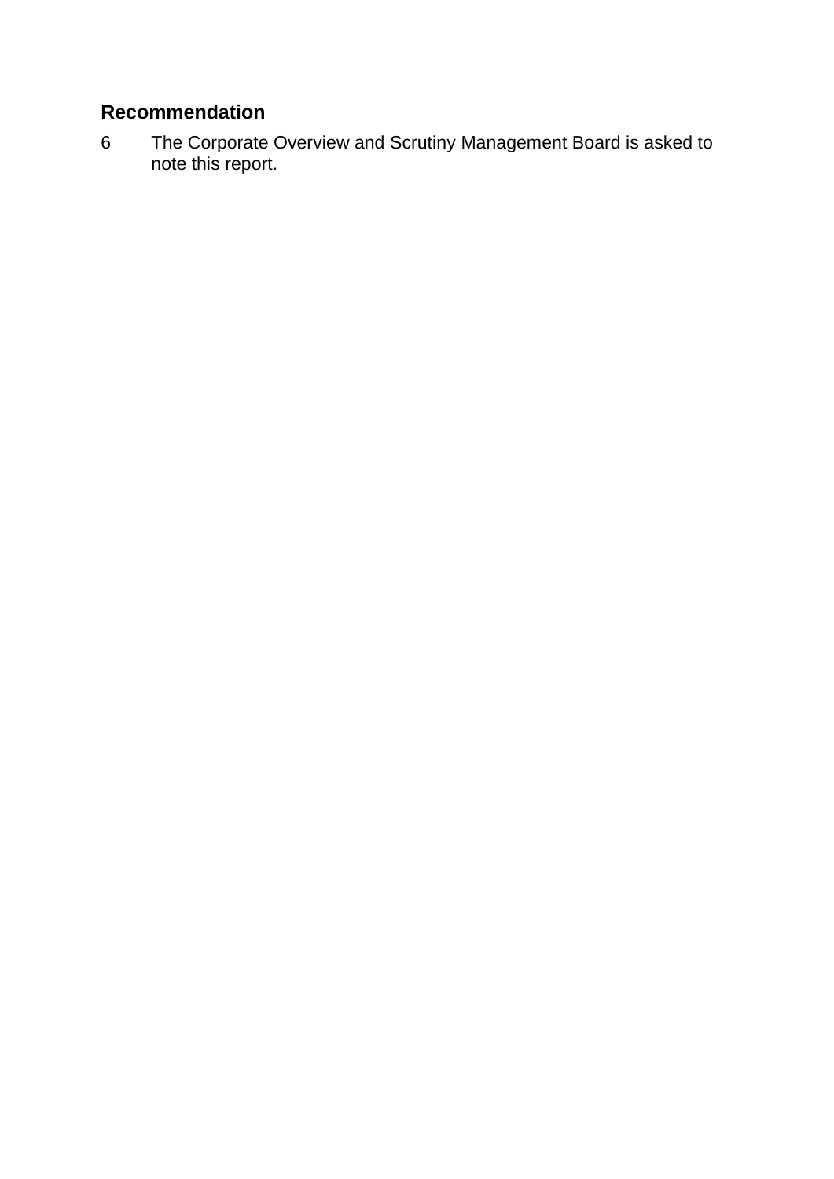## Recommendation

6 The Corporate Overview and Scrutiny Management Board is asked to note this report.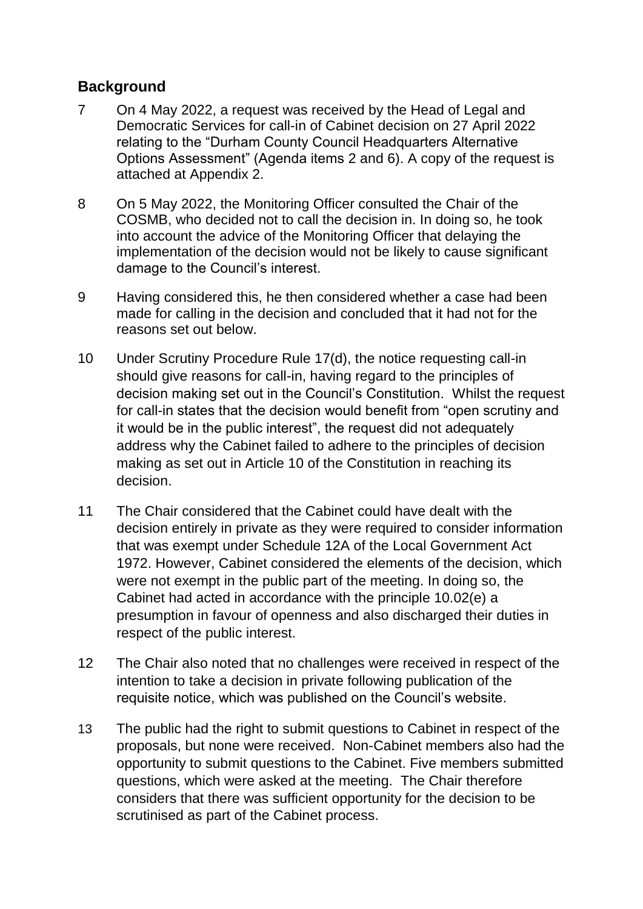## Background

7 On 4 May 2022, a request was received by the Head of Legal and Democratic Services for call-in of Cabinet decision on 27 April 2022 relating to the "Durham County Council Headquarters Alternative Options Assessment" (Agenda items 2 and 6). A copy of the request is attached at Appendix 2.

8 On 5 May 2022, the Monitoring Officer consulted the Chair of the COSMB, who decided not to call the decision in. In doing so, he took into account the advice of the Monitoring Officer that delaying the implementation of the decision would not be likely to cause significant damage to the Council's interest.

9 Having considered this, he then considered whether a case had been made for calling in the decision and concluded that it had not for the reasons set out below.

10 Under Scrutiny Procedure Rule 17(d), the notice requesting call-in should give reasons for call-in, having regard to the principles of decision making set out in the Council's Constitution. Whilst the request for call-in states that the decision would benefit from "open scrutiny and it would be in the public interest", the request did not adequately address why the Cabinet failed to adhere to the principles of decision making as set out in Article 10 of the Constitution in reaching its decision.

11 The Chair considered that the Cabinet could have dealt with the decision entirely in private as they were required to consider information that was exempt under Schedule 12A of the Local Government Act 1972. However, Cabinet considered the elements of the decision, which were not exempt in the public part of the meeting. In doing so, the Cabinet had acted in accordance with the principle 10.02(e) a presumption in favour of openness and also discharged their duties in respect of the public interest.

12 The Chair also noted that no challenges were received in respect of the intention to take a decision in private following publication of the requisite notice, which was published on the Council's website.

13 The public had the right to submit questions to Cabinet in respect of the proposals, but none were received. Non-Cabinet members also had the opportunity to submit questions to the Cabinet. Five members submitted questions, which were asked at the meeting. The Chair therefore considers that there was sufficient opportunity for the decision to be scrutinised as part of the Cabinet process.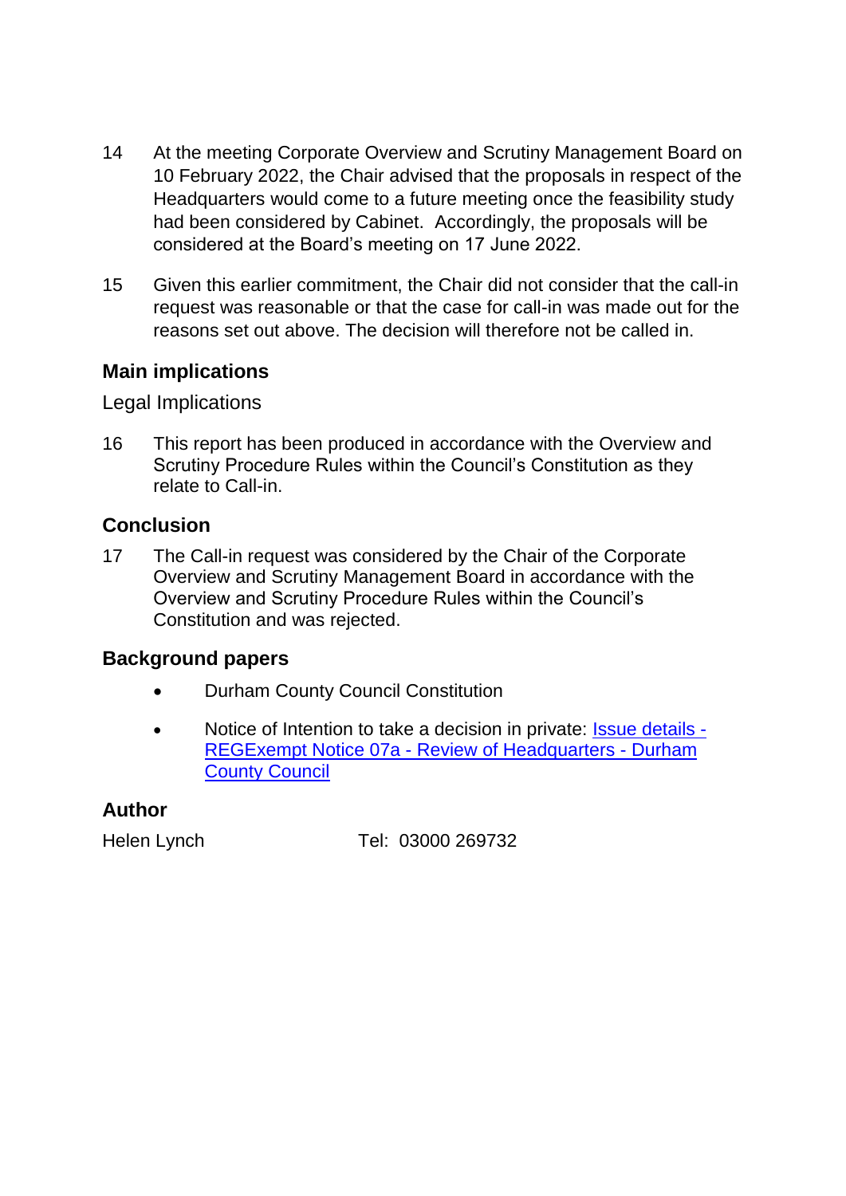14 At the meeting Corporate Overview and Scrutiny Management Board on 10 February 2022, the Chair advised that the proposals in respect of the Headquarters would come to a future meeting once the feasibility study had been considered by Cabinet. Accordingly, the proposals will be considered at the Board's meeting on 17 June 2022.

15 Given this earlier commitment, the Chair did not consider that the call-in request was reasonable or that the case for call-in was made out for the reasons set out above. The decision will therefore not be called in.

## Main implications

Legal Implications

16 This report has been produced in accordance with the Overview and Scrutiny Procedure Rules within the Council's Constitution as they relate to Call-in.

## Conclusion

17 The Call-in request was considered by the Chair of the Corporate Overview and Scrutiny Management Board in accordance with the Overview and Scrutiny Procedure Rules within the Council's Constitution and was rejected.

## Background papers

- Durham County Council Constitution
- Notice of Intention to take a decision in private: Issue details - REGExempt Notice 07a - Review of Headquarters - Durham County Council

## Author

Helen Lynch Tel: 03000 269732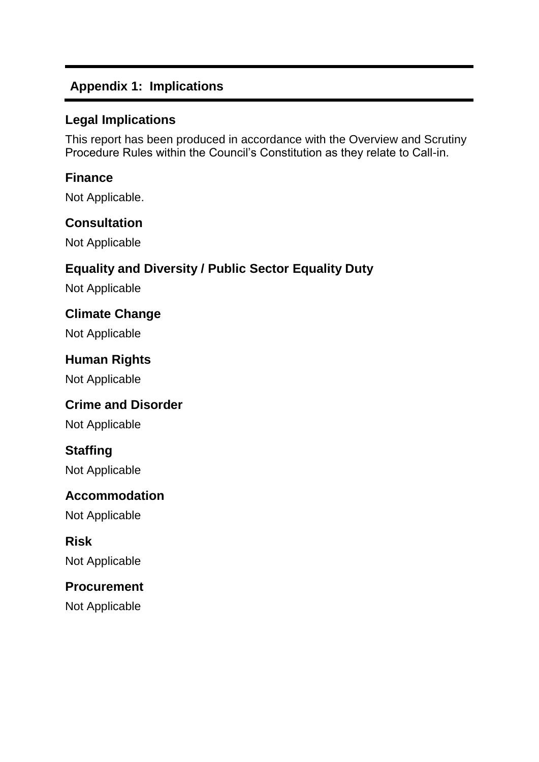## Appendix 1: Implications

### Legal Implications

This report has been produced in accordance with the Overview and Scrutiny Procedure Rules within the Council's Constitution as they relate to Call-in.

### Finance

Not Applicable.

### Consultation

Not Applicable

### Equality and Diversity / Public Sector Equality Duty

Not Applicable

### Climate Change

Not Applicable

### Human Rights

Not Applicable

### Crime and Disorder

Not Applicable

### Staffing

Not Applicable

### Accommodation

Not Applicable

### Risk

Not Applicable

### Procurement

Not Applicable